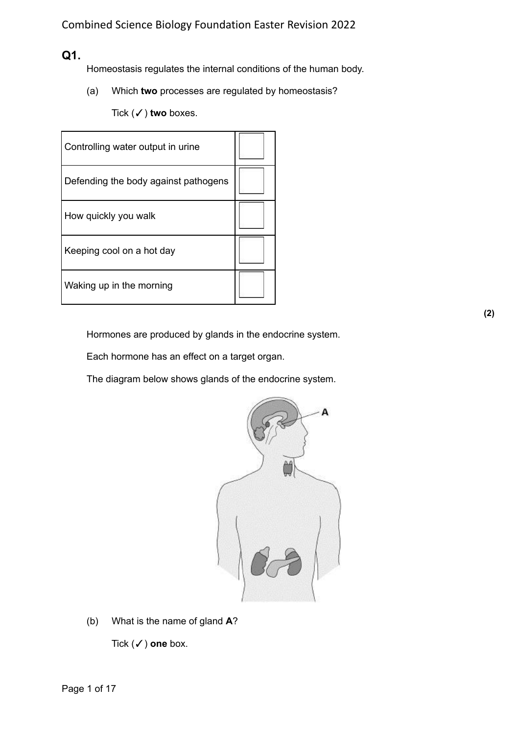## Q1.

Homeostasis regulates the internal conditions of the human body.

(a) Which **two** processes are regulated by homeostasis?

Tick (✓) **two** boxes.

| | |
|---|---|
| Controlling water output in urine | |
| Defending the body against pathogens | |
| How quickly you walk | |
| Keeping cool on a hot day | |
| Waking up in the morning | |

**(2)**

Hormones are produced by glands in the endocrine system.

Each hormone has an effect on a target organ.

The diagram below shows glands of the endocrine system.

A

(b) What is the name of gland **A**?

Tick (✓) **one** box.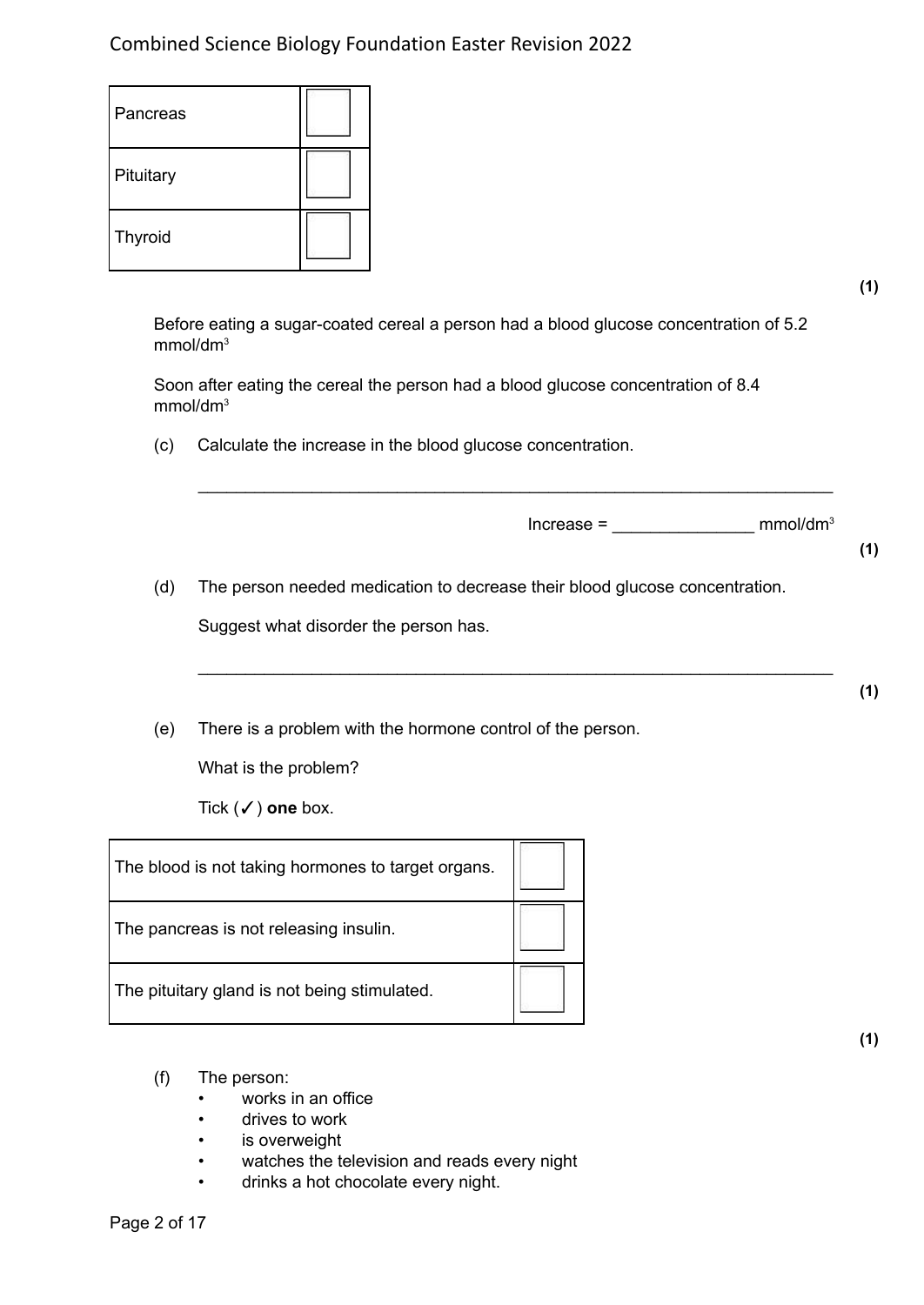| | |
|---|---|
| Pancreas | |
| Pituitary | |
| Thyroid | |

**(1)**

Before eating a sugar-coated cereal a person had a blood glucose concentration of 5.2 mmol/dm$^3$

Soon after eating the cereal the person had a blood glucose concentration of 8.4 mmol/dm$^3$

(c) Calculate the increase in the blood glucose concentration.

___________________________________________________________________

Increase = _______________ mmol/dm$^3$

**(1)**

(d) The person needed medication to decrease their blood glucose concentration.

Suggest what disorder the person has.

___________________________________________________________________

**(1)**

(e) There is a problem with the hormone control of the person.

What is the problem?

Tick (✓) **one** box.

| | |
|---|---|
| The blood is not taking hormones to target organs. | |
| The pancreas is not releasing insulin. | |
| The pituitary gland is not being stimulated. | |

**(1)**

(f) The person:

- works in an office
- drives to work
- is overweight
- watches the television and reads every night
- drinks a hot chocolate every night.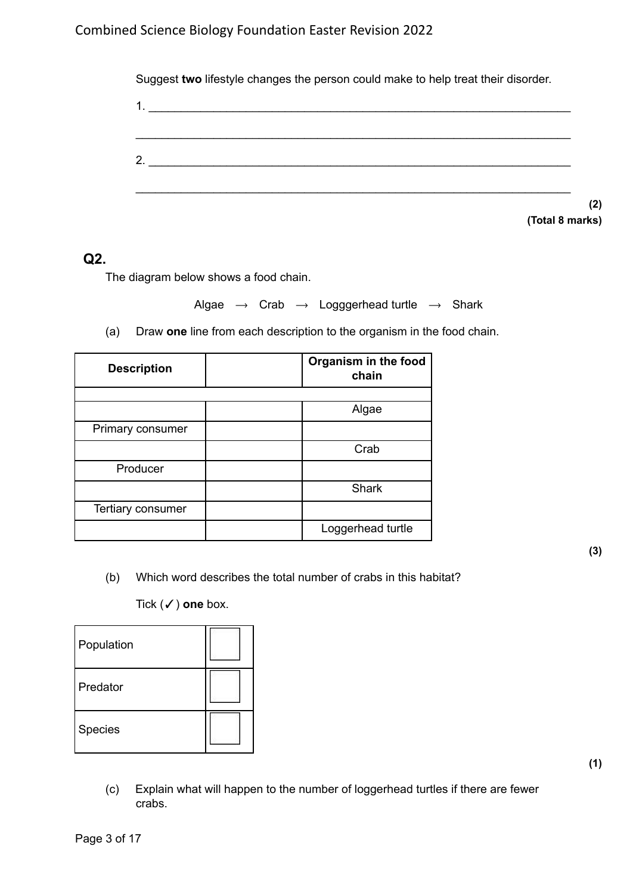Suggest **two** lifestyle changes the person could make to help treat their disorder.

1. ___________________________________________________________________

___________________________________________________________________

2. ___________________________________________________________________

___________________________________________________________________

**(2)**
**(Total 8 marks)**

## Q2.

The diagram below shows a food chain.

Algae → Crab → Logggerhead turtle → Shark

(a) Draw **one** line from each description to the organism in the food chain.

| Description | | Organism in the food chain |
|---|---|---|
| | | |
| | | Algae |
| Primary consumer | | |
| | | Crab |
| Producer | | |
| | | Shark |
| Tertiary consumer | | |
| | | Loggerhead turtle |

**(3)**

(b) Which word describes the total number of crabs in this habitat?

Tick (✓) **one** box.

| | |
|---|---|
| Population | ☐ |
| Predator | ☐ |
| Species | ☐ |

**(1)**

(c) Explain what will happen to the number of loggerhead turtles if there are fewer crabs.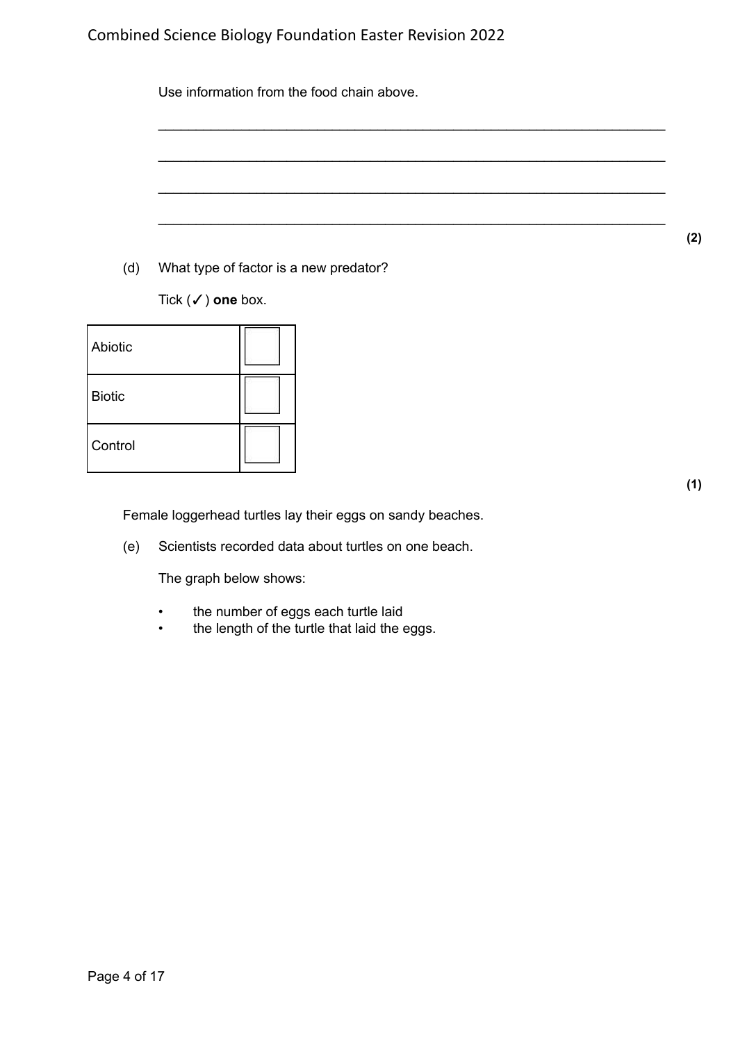Use information from the food chain above.

_______________________________________________________________

_______________________________________________________________

_______________________________________________________________

_______________________________________________________________

**(2)**

(d) What type of factor is a new predator?

Tick (✓) **one** box.

| | |
|---|---|
| Abiotic | ☐ |
| Biotic | ☐ |
| Control | ☐ |

**(1)**

Female loggerhead turtles lay their eggs on sandy beaches.

(e) Scientists recorded data about turtles on one beach.

The graph below shows:

- the number of eggs each turtle laid
- the length of the turtle that laid the eggs.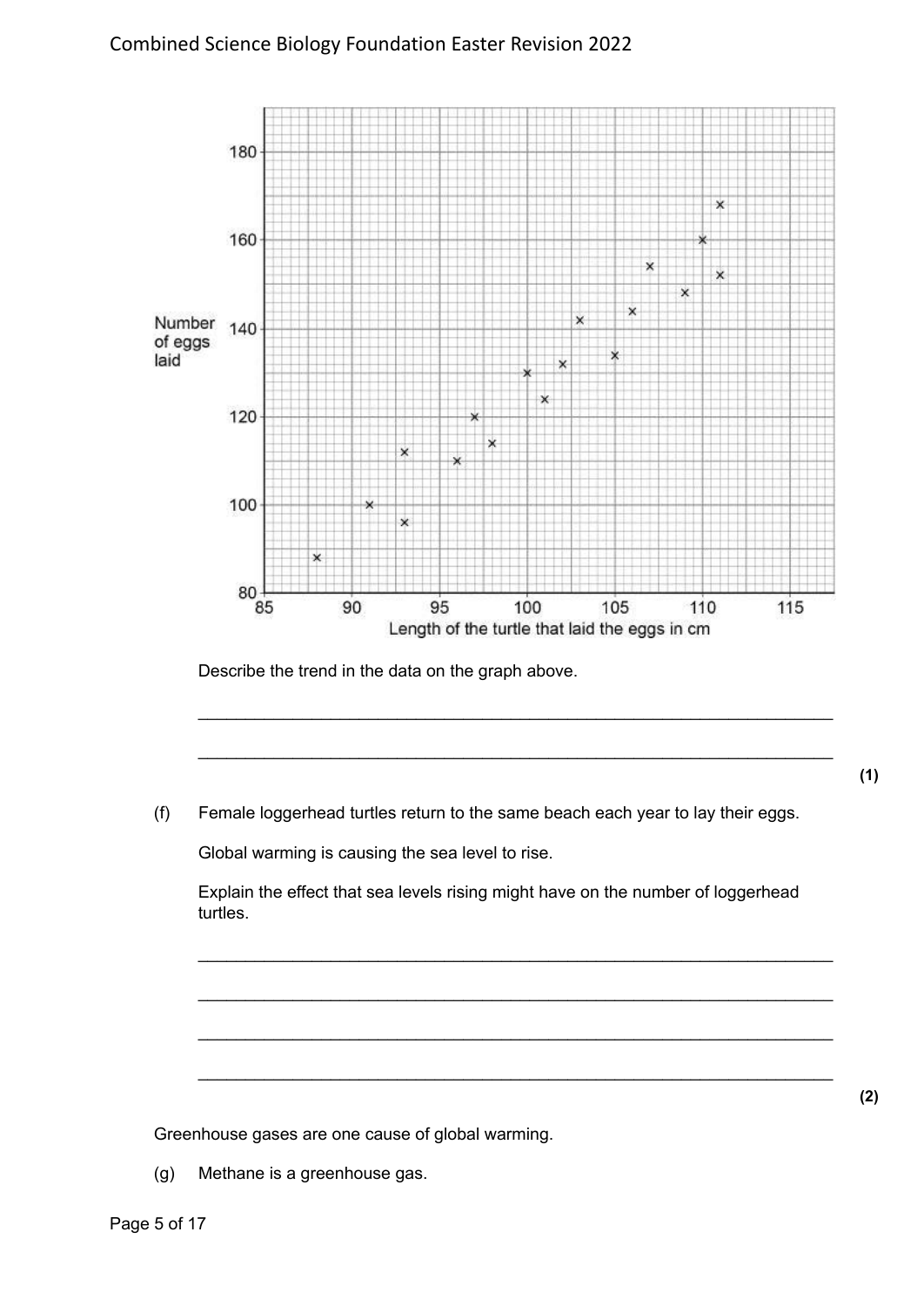Describe the trend in the data on the graph above.

___________________________________________________________________

___________________________________________________________________

**(1)**

(f) Female loggerhead turtles return to the same beach each year to lay their eggs.

Global warming is causing the sea level to rise.

Explain the effect that sea levels rising might have on the number of loggerhead turtles.

___________________________________________________________________

___________________________________________________________________

___________________________________________________________________

___________________________________________________________________

**(2)**

Greenhouse gases are one cause of global warming.

(g) Methane is a greenhouse gas.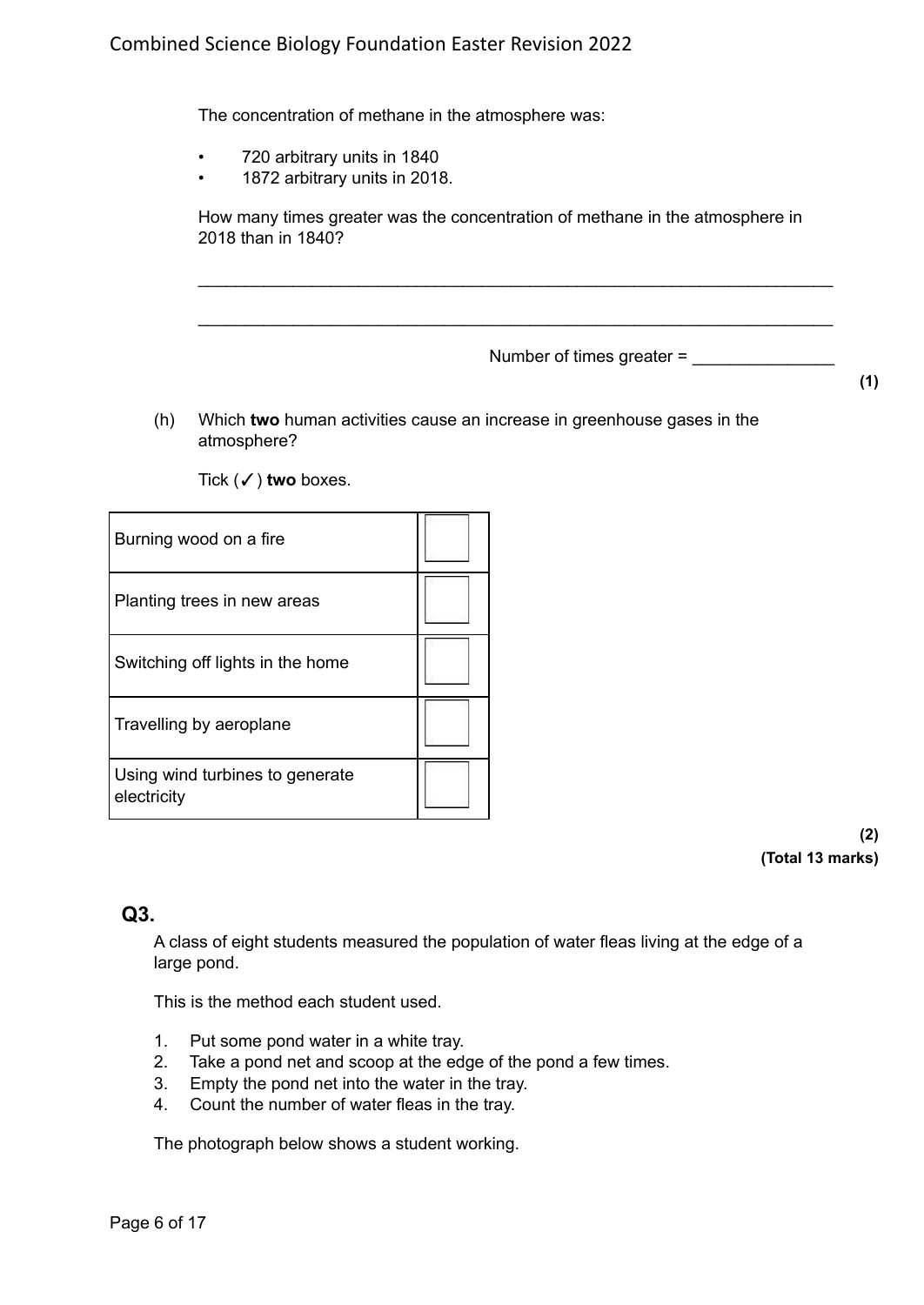The concentration of methane in the atmosphere was:

- 720 arbitrary units in 1840
- 1872 arbitrary units in 2018.

How many times greater was the concentration of methane in the atmosphere in 2018 than in 1840?

___________________________________________________________________

___________________________________________________________________

Number of times greater = _______________

**(1)**

(h) Which **two** human activities cause an increase in greenhouse gases in the atmosphere?

Tick (✓) **two** boxes.

| | |
|---|---|
| Burning wood on a fire | |
| Planting trees in new areas | |
| Switching off lights in the home | |
| Travelling by aeroplane | |
| Using wind turbines to generate electricity | |

**(2)**

**(Total 13 marks)**

## Q3.

A class of eight students measured the population of water fleas living at the edge of a large pond.

This is the method each student used.

1. Put some pond water in a white tray.
2. Take a pond net and scoop at the edge of the pond a few times.
3. Empty the pond net into the water in the tray.
4. Count the number of water fleas in the tray.

The photograph below shows a student working.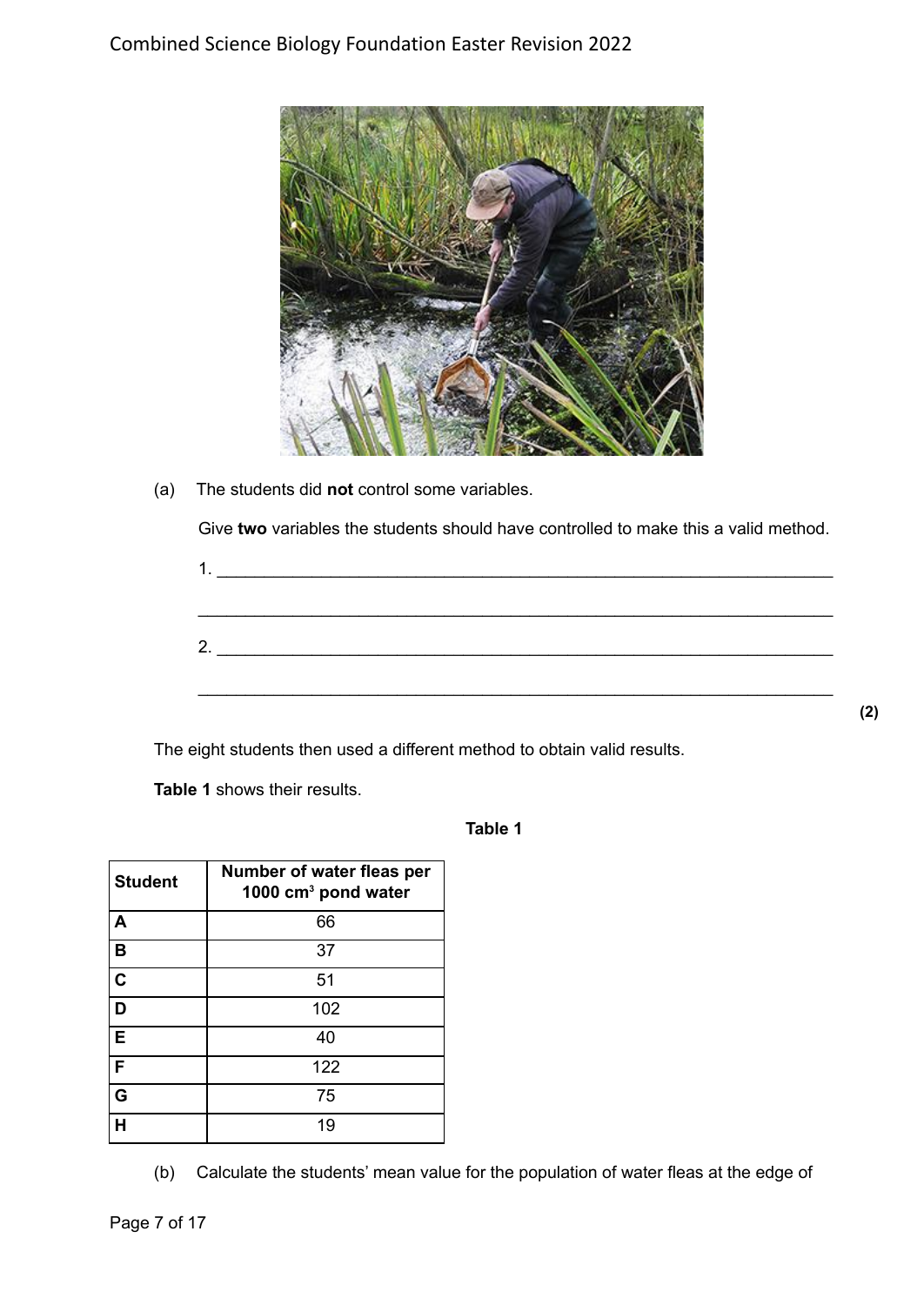(a) The students did **not** control some variables.

Give **two** variables the students should have controlled to make this a valid method.

1. ___________________________________________________________________

___________________________________________________________________

2. ___________________________________________________________________

___________________________________________________________________

**(2)**

The eight students then used a different method to obtain valid results.

**Table 1** shows their results.

**Table 1**

| Student | Number of water fleas per 1000 cm$^3$ pond water |
|---|---|
| A | 66 |
| B | 37 |
| C | 51 |
| D | 102 |
| E | 40 |
| F | 122 |
| G | 75 |
| H | 19 |

(b) Calculate the students' mean value for the population of water fleas at the edge of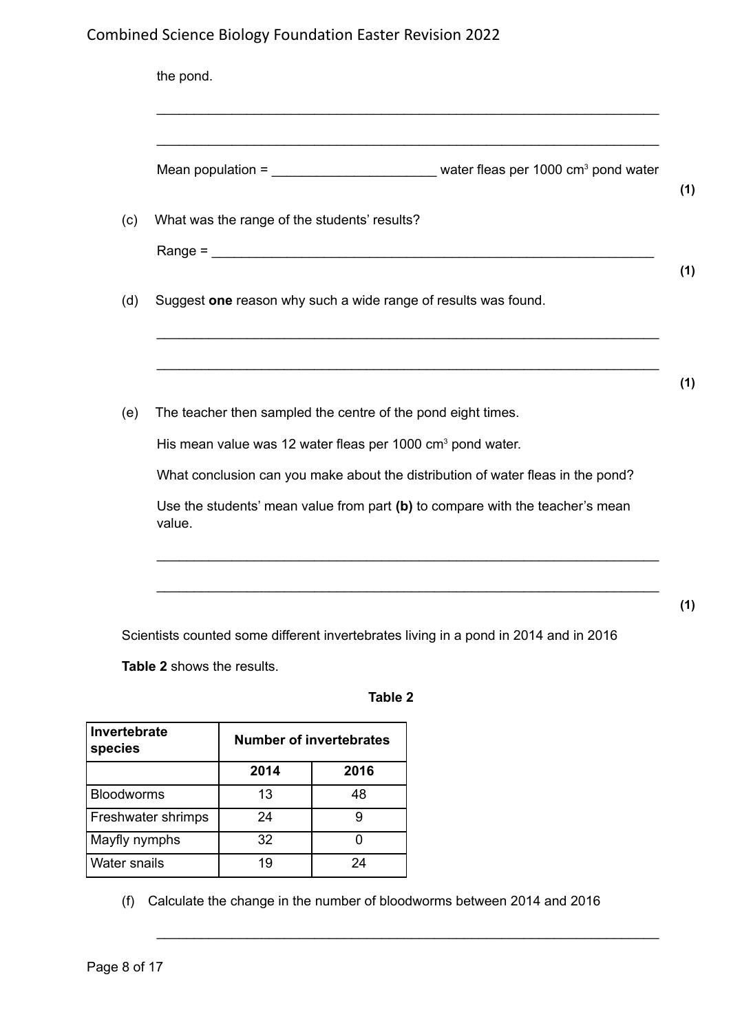the pond.

___________________________________________________________________

___________________________________________________________________

Mean population = ______________________ water fleas per 1000 $cm^3$ pond water

**(1)**

(c) What was the range of the students' results?

Range = ___________________________________________________________

**(1)**

(d) Suggest **one** reason why such a wide range of results was found.

___________________________________________________________________

___________________________________________________________________

**(1)**

(e) The teacher then sampled the centre of the pond eight times.

His mean value was 12 water fleas per 1000 $cm^3$ pond water.

What conclusion can you make about the distribution of water fleas in the pond?

Use the students' mean value from part **(b)** to compare with the teacher's mean value.

___________________________________________________________________

___________________________________________________________________

**(1)**

Scientists counted some different invertebrates living in a pond in 2014 and in 2016

**Table 2** shows the results.

**Table 2**

| **Invertebrate species** | **Number of invertebrates** | |
|---|---|---|
| | **2014** | **2016** |
| Bloodworms | 13 | 48 |
| Freshwater shrimps | 24 | 9 |
| Mayfly nymphs | 32 | 0 |
| Water snails | 19 | 24 |

(f) Calculate the change in the number of bloodworms between 2014 and 2016

___________________________________________________________________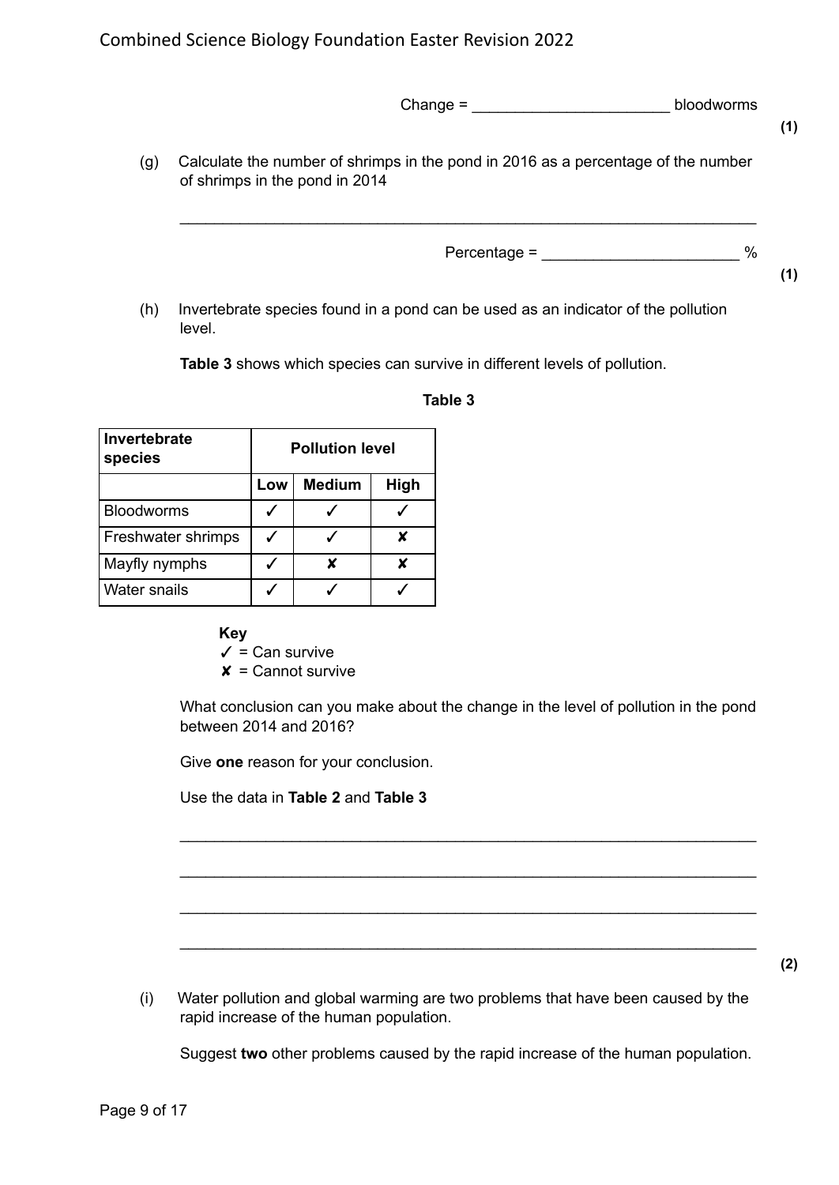Change = ______________________ bloodworms

**(1)**

(g) Calculate the number of shrimps in the pond in 2016 as a percentage of the number of shrimps in the pond in 2014

___________________________________________________________________

Percentage = ______________________ %

**(1)**

(h) Invertebrate species found in a pond can be used as an indicator of the pollution level.

**Table 3** shows which species can survive in different levels of pollution.

**Table 3**

| **Invertebrate species** | **Pollution level** | | |
|---|---|---|---|
| | **Low** | **Medium** | **High** |
| Bloodworms | ✓ | ✓ | ✓ |
| Freshwater shrimps | ✓ | ✓ | ✘ |
| Mayfly nymphs | ✓ | ✘ | ✘ |
| Water snails | ✓ | ✓ | ✓ |

**Key**
✓ = Can survive
✘ = Cannot survive

What conclusion can you make about the change in the level of pollution in the pond between 2014 and 2016?

Give **one** reason for your conclusion.

Use the data in **Table 2** and **Table 3**

___________________________________________________________________

___________________________________________________________________

___________________________________________________________________

___________________________________________________________________

**(2)**

(i) Water pollution and global warming are two problems that have been caused by the rapid increase of the human population.

Suggest **two** other problems caused by the rapid increase of the human population.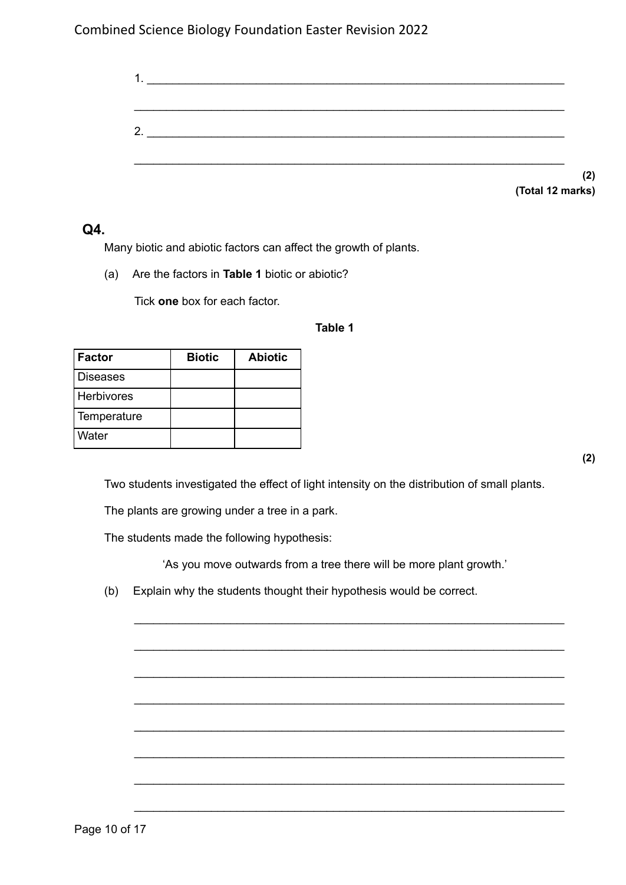1. ________________________________________________________________

________________________________________________________________

2. ________________________________________________________________

________________________________________________________________

**(2)**
**(Total 12 marks)**

## Q4.

Many biotic and abiotic factors can affect the growth of plants.

(a) Are the factors in **Table 1** biotic or abiotic?

Tick **one** box for each factor.

**Table 1**

| Factor | Biotic | Abiotic |
| --- | --- | --- |
| Diseases | | |
| Herbivores | | |
| Temperature | | |
| Water | | |

**(2)**

Two students investigated the effect of light intensity on the distribution of small plants.

The plants are growing under a tree in a park.

The students made the following hypothesis:

'As you move outwards from a tree there will be more plant growth.'

(b) Explain why the students thought their hypothesis would be correct.

________________________________________________________________

________________________________________________________________

________________________________________________________________

________________________________________________________________

________________________________________________________________

________________________________________________________________

________________________________________________________________

________________________________________________________________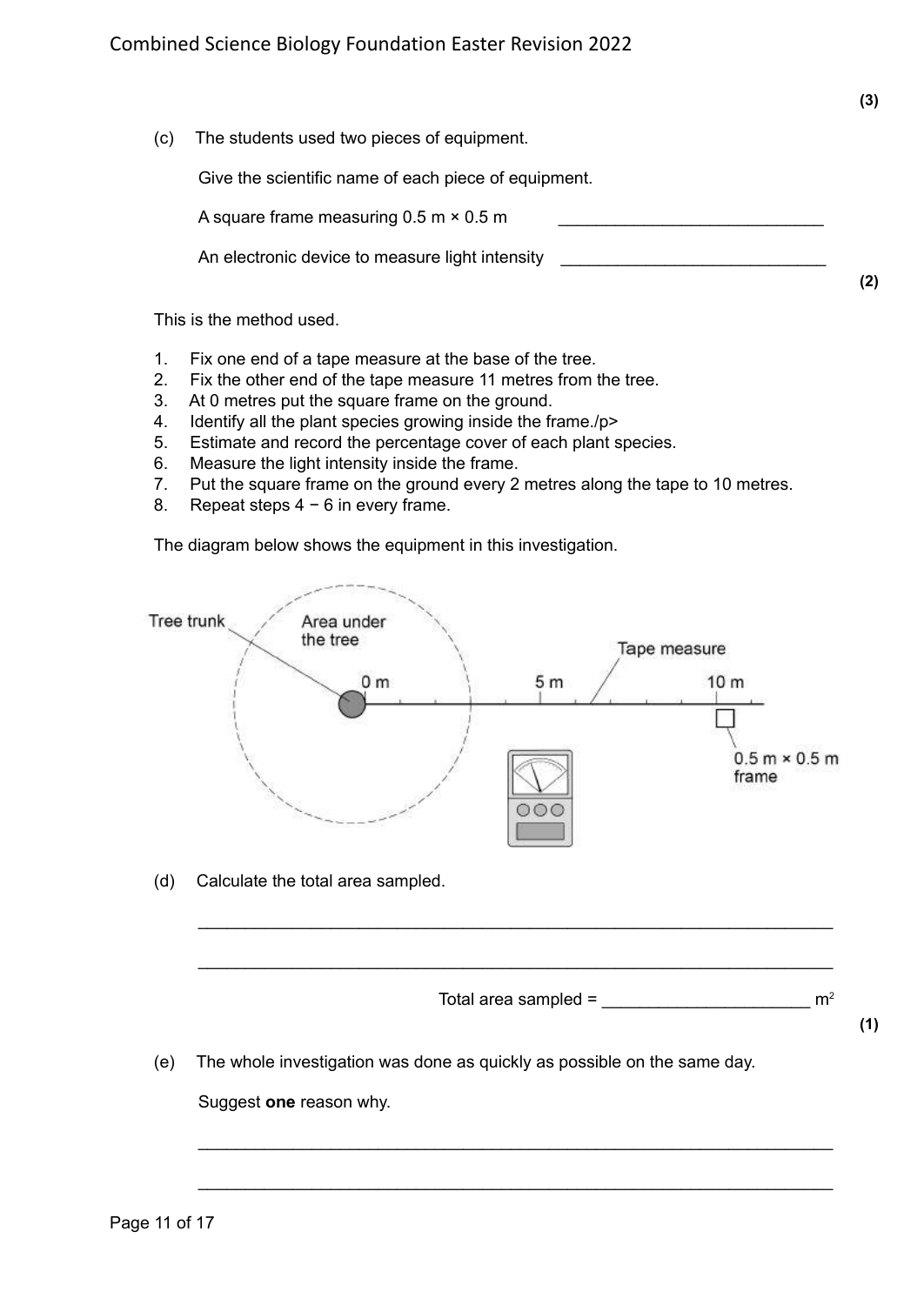**(3)**

(c) The students used two pieces of equipment.

Give the scientific name of each piece of equipment.

A square frame measuring 0.5 m × 0.5 m ____________________________

An electronic device to measure light intensity ____________________________

**(2)**

This is the method used.

1. Fix one end of a tape measure at the base of the tree.
2. Fix the other end of the tape measure 11 metres from the tree.
3. At 0 metres put the square frame on the ground.
4. Identify all the plant species growing inside the frame./p>
5. Estimate and record the percentage cover of each plant species.
6. Measure the light intensity inside the frame.
7. Put the square frame on the ground every 2 metres along the tape to 10 metres.
8. Repeat steps 4 − 6 in every frame.

The diagram below shows the equipment in this investigation.

Tree trunk | Area under the tree | 0 m | 5 m | 10 m | Tape measure | 0.5 m × 0.5 m frame

(d) Calculate the total area sampled.

___________________________________________________________________

___________________________________________________________________

Total area sampled = ______________________ $m^2$

**(1)**

(e) The whole investigation was done as quickly as possible on the same day.

Suggest **one** reason why.

___________________________________________________________________

___________________________________________________________________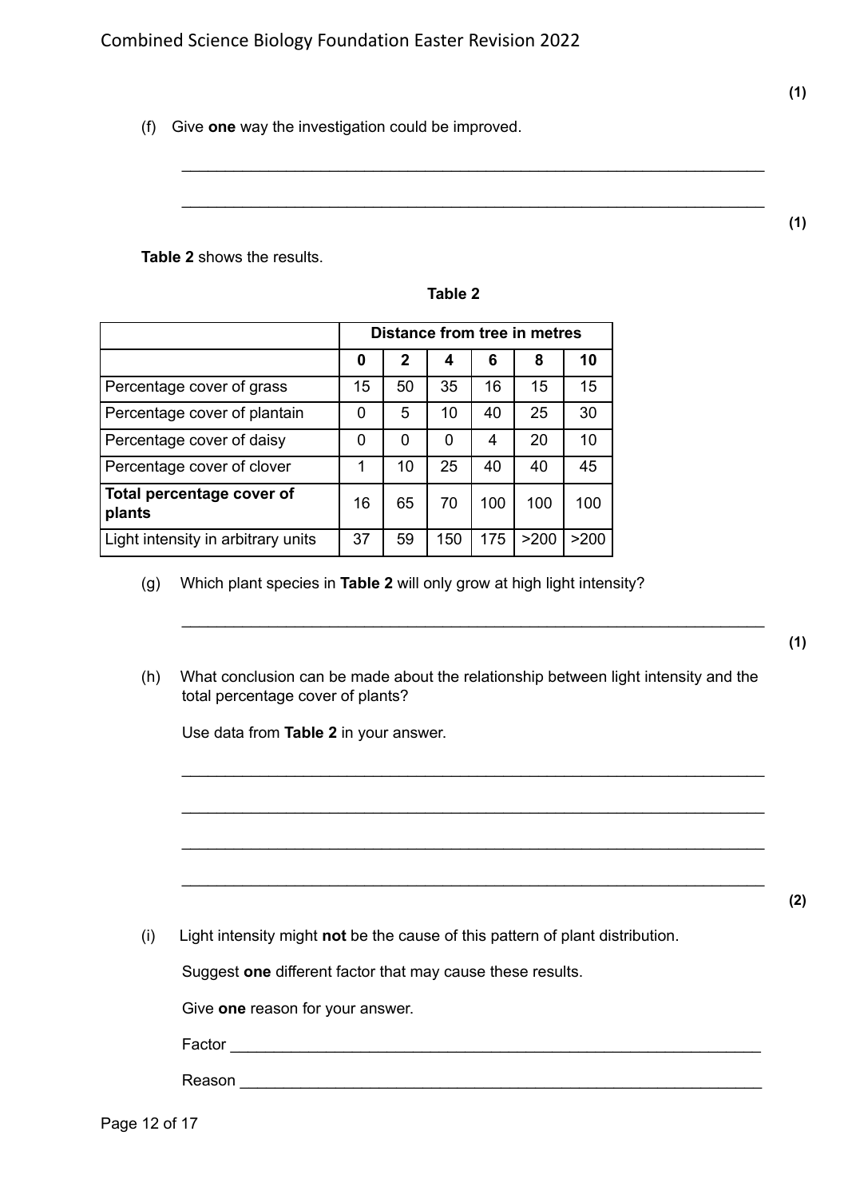**(1)**

(f) Give **one** way the investigation could be improved.

___________________________________________________________________

___________________________________________________________________

**(1)**

**Table 2** shows the results.

**Table 2**

| | Distance from tree in metres | | | | | |
|---|---|---|---|---|---|---|
| | **0** | **2** | **4** | **6** | **8** | **10** |
| Percentage cover of grass | 15 | 50 | 35 | 16 | 15 | 15 |
| Percentage cover of plantain | 0 | 5 | 10 | 40 | 25 | 30 |
| Percentage cover of daisy | 0 | 0 | 0 | 4 | 20 | 10 |
| Percentage cover of clover | 1 | 10 | 25 | 40 | 40 | 45 |
| **Total percentage cover of plants** | 16 | 65 | 70 | 100 | 100 | 100 |
| Light intensity in arbitrary units | 37 | 59 | 150 | 175 | >200 | >200 |

(g) Which plant species in **Table 2** will only grow at high light intensity?

___________________________________________________________________

**(1)**

(h) What conclusion can be made about the relationship between light intensity and the total percentage cover of plants?

Use data from **Table 2** in your answer.

___________________________________________________________________

___________________________________________________________________

___________________________________________________________________

___________________________________________________________________

**(2)**

(i) Light intensity might **not** be the cause of this pattern of plant distribution.

Suggest **one** different factor that may cause these results.

Give **one** reason for your answer.

Factor ___________________________________________________________________

Reason ___________________________________________________________________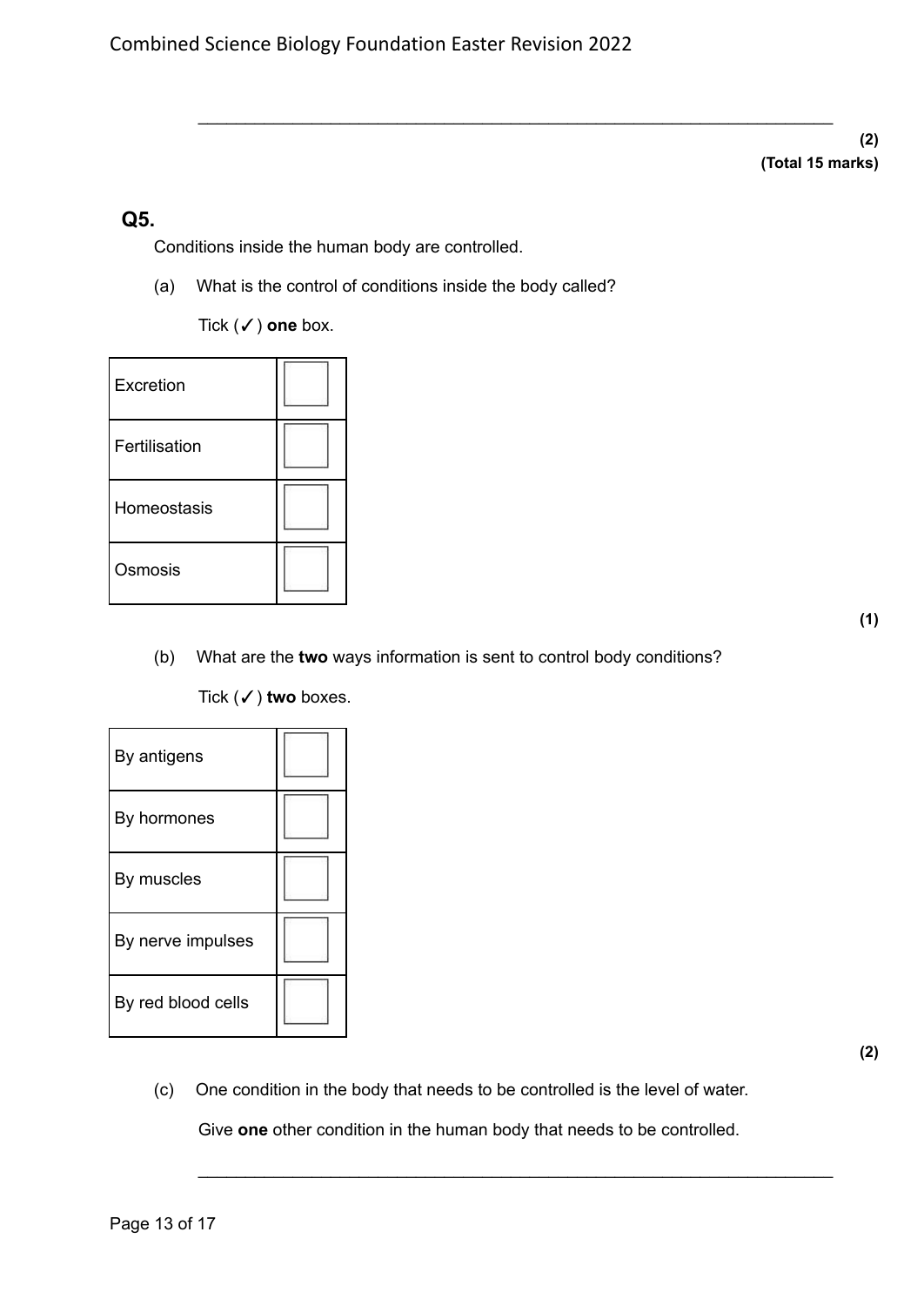_______________________________________________________________

**(2)**
**(Total 15 marks)**

## Q5.

Conditions inside the human body are controlled.

(a) What is the control of conditions inside the body called?

Tick (✓) **one** box.

| | |
|---|---|
| Excretion | ☐ |
| Fertilisation | ☐ |
| Homeostasis | ☐ |
| Osmosis | ☐ |

**(1)**

(b) What are the **two** ways information is sent to control body conditions?

Tick (✓) **two** boxes.

| | |
|---|---|
| By antigens | ☐ |
| By hormones | ☐ |
| By muscles | ☐ |
| By nerve impulses | ☐ |
| By red blood cells | ☐ |

**(2)**

(c) One condition in the body that needs to be controlled is the level of water.

Give **one** other condition in the human body that needs to be controlled.

_______________________________________________________________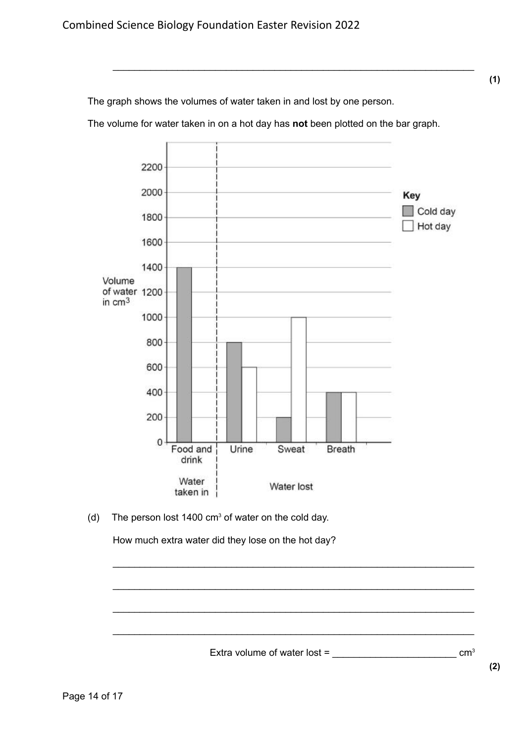_______________________________________________________________

**(1)**

The graph shows the volumes of water taken in and lost by one person.

The volume for water taken in on a hot day has **not** been plotted on the bar graph.

(d) The person lost 1400 $cm^3$ of water on the cold day.

How much extra water did they lose on the hot day?

_______________________________________________________________

_______________________________________________________________

_______________________________________________________________

_______________________________________________________________

Extra volume of water lost = ______________________ $cm^3$

**(2)**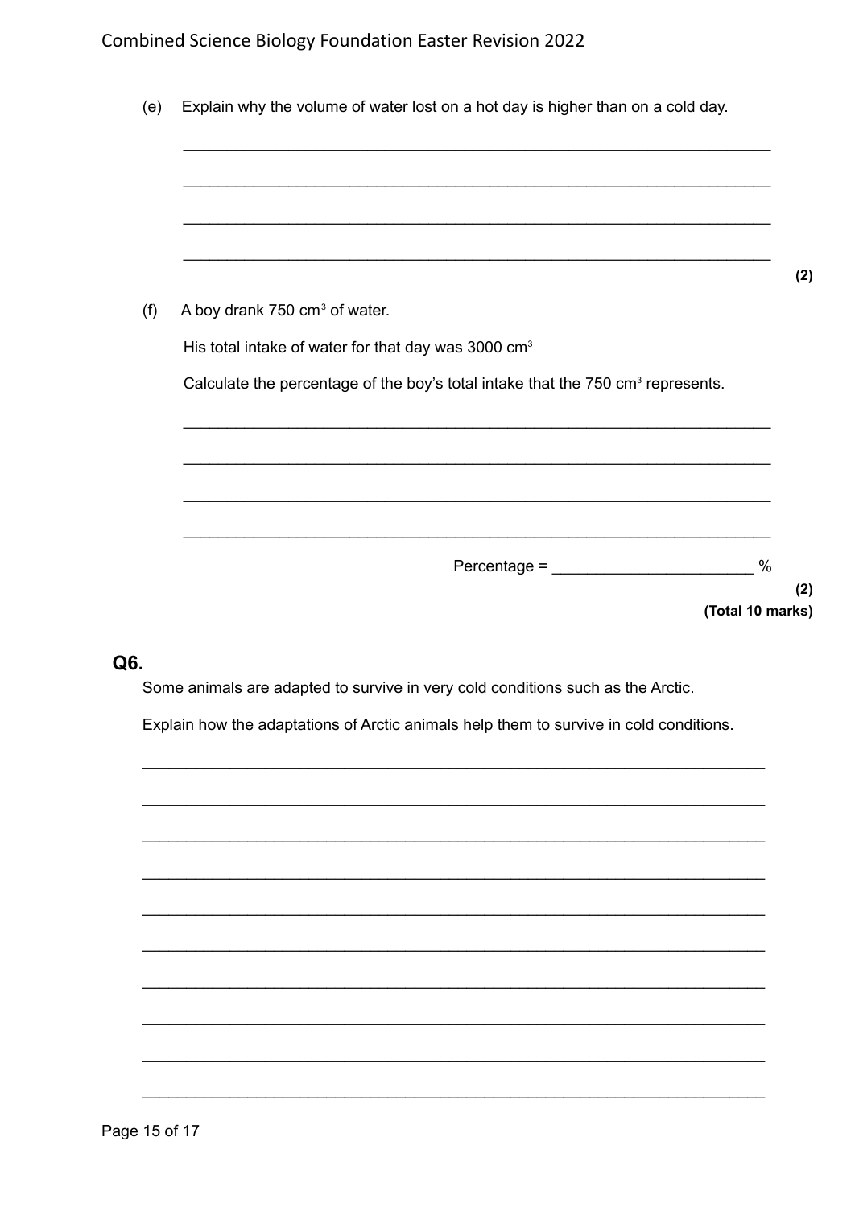(e) Explain why the volume of water lost on a hot day is higher than on a cold day.

\_\_\_\_\_\_\_\_\_\_\_\_\_\_\_\_\_\_\_\_\_\_\_\_\_\_\_\_\_\_\_\_\_\_\_\_\_\_\_\_\_\_\_\_\_\_\_\_\_\_\_\_\_\_\_\_\_\_\_\_\_\_\_\_

\_\_\_\_\_\_\_\_\_\_\_\_\_\_\_\_\_\_\_\_\_\_\_\_\_\_\_\_\_\_\_\_\_\_\_\_\_\_\_\_\_\_\_\_\_\_\_\_\_\_\_\_\_\_\_\_\_\_\_\_\_\_\_\_

\_\_\_\_\_\_\_\_\_\_\_\_\_\_\_\_\_\_\_\_\_\_\_\_\_\_\_\_\_\_\_\_\_\_\_\_\_\_\_\_\_\_\_\_\_\_\_\_\_\_\_\_\_\_\_\_\_\_\_\_\_\_\_\_

\_\_\_\_\_\_\_\_\_\_\_\_\_\_\_\_\_\_\_\_\_\_\_\_\_\_\_\_\_\_\_\_\_\_\_\_\_\_\_\_\_\_\_\_\_\_\_\_\_\_\_\_\_\_\_\_\_\_\_\_\_\_\_\_

**(2)**

(f) A boy drank 750 $cm^3$ of water.

His total intake of water for that day was 3000 $cm^3$

Calculate the percentage of the boy's total intake that the 750 $cm^3$ represents.

\_\_\_\_\_\_\_\_\_\_\_\_\_\_\_\_\_\_\_\_\_\_\_\_\_\_\_\_\_\_\_\_\_\_\_\_\_\_\_\_\_\_\_\_\_\_\_\_\_\_\_\_\_\_\_\_\_\_\_\_\_\_\_\_

\_\_\_\_\_\_\_\_\_\_\_\_\_\_\_\_\_\_\_\_\_\_\_\_\_\_\_\_\_\_\_\_\_\_\_\_\_\_\_\_\_\_\_\_\_\_\_\_\_\_\_\_\_\_\_\_\_\_\_\_\_\_\_\_

\_\_\_\_\_\_\_\_\_\_\_\_\_\_\_\_\_\_\_\_\_\_\_\_\_\_\_\_\_\_\_\_\_\_\_\_\_\_\_\_\_\_\_\_\_\_\_\_\_\_\_\_\_\_\_\_\_\_\_\_\_\_\_\_

\_\_\_\_\_\_\_\_\_\_\_\_\_\_\_\_\_\_\_\_\_\_\_\_\_\_\_\_\_\_\_\_\_\_\_\_\_\_\_\_\_\_\_\_\_\_\_\_\_\_\_\_\_\_\_\_\_\_\_\_\_\_\_\_

Percentage = \_\_\_\_\_\_\_\_\_\_\_\_\_\_\_\_\_\_\_\_\_\_ %

**(2)**

**(Total 10 marks)**

## Q6.

Some animals are adapted to survive in very cold conditions such as the Arctic.

Explain how the adaptations of Arctic animals help them to survive in cold conditions.

\_\_\_\_\_\_\_\_\_\_\_\_\_\_\_\_\_\_\_\_\_\_\_\_\_\_\_\_\_\_\_\_\_\_\_\_\_\_\_\_\_\_\_\_\_\_\_\_\_\_\_\_\_\_\_\_\_\_\_\_\_\_\_\_

\_\_\_\_\_\_\_\_\_\_\_\_\_\_\_\_\_\_\_\_\_\_\_\_\_\_\_\_\_\_\_\_\_\_\_\_\_\_\_\_\_\_\_\_\_\_\_\_\_\_\_\_\_\_\_\_\_\_\_\_\_\_\_\_

\_\_\_\_\_\_\_\_\_\_\_\_\_\_\_\_\_\_\_\_\_\_\_\_\_\_\_\_\_\_\_\_\_\_\_\_\_\_\_\_\_\_\_\_\_\_\_\_\_\_\_\_\_\_\_\_\_\_\_\_\_\_\_\_

\_\_\_\_\_\_\_\_\_\_\_\_\_\_\_\_\_\_\_\_\_\_\_\_\_\_\_\_\_\_\_\_\_\_\_\_\_\_\_\_\_\_\_\_\_\_\_\_\_\_\_\_\_\_\_\_\_\_\_\_\_\_\_\_

\_\_\_\_\_\_\_\_\_\_\_\_\_\_\_\_\_\_\_\_\_\_\_\_\_\_\_\_\_\_\_\_\_\_\_\_\_\_\_\_\_\_\_\_\_\_\_\_\_\_\_\_\_\_\_\_\_\_\_\_\_\_\_\_

\_\_\_\_\_\_\_\_\_\_\_\_\_\_\_\_\_\_\_\_\_\_\_\_\_\_\_\_\_\_\_\_\_\_\_\_\_\_\_\_\_\_\_\_\_\_\_\_\_\_\_\_\_\_\_\_\_\_\_\_\_\_\_\_

\_\_\_\_\_\_\_\_\_\_\_\_\_\_\_\_\_\_\_\_\_\_\_\_\_\_\_\_\_\_\_\_\_\_\_\_\_\_\_\_\_\_\_\_\_\_\_\_\_\_\_\_\_\_\_\_\_\_\_\_\_\_\_\_

\_\_\_\_\_\_\_\_\_\_\_\_\_\_\_\_\_\_\_\_\_\_\_\_\_\_\_\_\_\_\_\_\_\_\_\_\_\_\_\_\_\_\_\_\_\_\_\_\_\_\_\_\_\_\_\_\_\_\_\_\_\_\_\_

\_\_\_\_\_\_\_\_\_\_\_\_\_\_\_\_\_\_\_\_\_\_\_\_\_\_\_\_\_\_\_\_\_\_\_\_\_\_\_\_\_\_\_\_\_\_\_\_\_\_\_\_\_\_\_\_\_\_\_\_\_\_\_\_

\_\_\_\_\_\_\_\_\_\_\_\_\_\_\_\_\_\_\_\_\_\_\_\_\_\_\_\_\_\_\_\_\_\_\_\_\_\_\_\_\_\_\_\_\_\_\_\_\_\_\_\_\_\_\_\_\_\_\_\_\_\_\_\_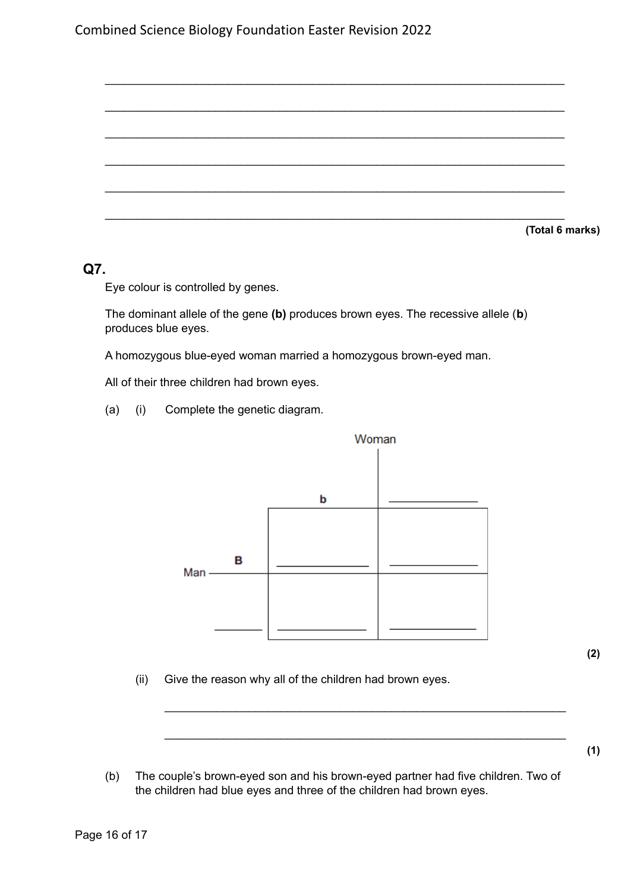\_\_\_\_\_\_\_\_\_\_\_\_\_\_\_\_\_\_\_\_\_\_\_\_\_\_\_\_\_\_\_\_\_\_\_\_\_\_\_\_\_\_\_\_\_\_\_\_\_\_\_\_\_\_\_\_\_\_\_\_\_\_\_\_

\_\_\_\_\_\_\_\_\_\_\_\_\_\_\_\_\_\_\_\_\_\_\_\_\_\_\_\_\_\_\_\_\_\_\_\_\_\_\_\_\_\_\_\_\_\_\_\_\_\_\_\_\_\_\_\_\_\_\_\_\_\_\_\_

\_\_\_\_\_\_\_\_\_\_\_\_\_\_\_\_\_\_\_\_\_\_\_\_\_\_\_\_\_\_\_\_\_\_\_\_\_\_\_\_\_\_\_\_\_\_\_\_\_\_\_\_\_\_\_\_\_\_\_\_\_\_\_\_

\_\_\_\_\_\_\_\_\_\_\_\_\_\_\_\_\_\_\_\_\_\_\_\_\_\_\_\_\_\_\_\_\_\_\_\_\_\_\_\_\_\_\_\_\_\_\_\_\_\_\_\_\_\_\_\_\_\_\_\_\_\_\_\_

\_\_\_\_\_\_\_\_\_\_\_\_\_\_\_\_\_\_\_\_\_\_\_\_\_\_\_\_\_\_\_\_\_\_\_\_\_\_\_\_\_\_\_\_\_\_\_\_\_\_\_\_\_\_\_\_\_\_\_\_\_\_\_\_

\_\_\_\_\_\_\_\_\_\_\_\_\_\_\_\_\_\_\_\_\_\_\_\_\_\_\_\_\_\_\_\_\_\_\_\_\_\_\_\_\_\_\_\_\_\_\_\_\_\_\_\_\_\_\_\_\_\_\_\_\_\_\_\_

**(Total 6 marks)**

## Q7.

Eye colour is controlled by genes.

The dominant allele of the gene **(b)** produces brown eyes. The recessive allele (**b**) produces blue eyes.

A homozygous blue-eyed woman married a homozygous brown-eyed man.

All of their three children had brown eyes.

(a) (i) Complete the genetic diagram.

| | | **Woman** | |
|---|---|---|---|
| | | **b** | \_\_\_\_\_\_ |
| **Man** | **B** | \_\_\_\_\_\_ | \_\_\_\_\_\_ |
| | \_\_\_\_\_\_ | \_\_\_\_\_\_ | \_\_\_\_\_\_ |

**(2)**

(ii) Give the reason why all of the children had brown eyes.

\_\_\_\_\_\_\_\_\_\_\_\_\_\_\_\_\_\_\_\_\_\_\_\_\_\_\_\_\_\_\_\_\_\_\_\_\_\_\_\_\_\_\_\_\_\_\_\_\_\_\_\_\_\_\_\_\_\_\_\_

\_\_\_\_\_\_\_\_\_\_\_\_\_\_\_\_\_\_\_\_\_\_\_\_\_\_\_\_\_\_\_\_\_\_\_\_\_\_\_\_\_\_\_\_\_\_\_\_\_\_\_\_\_\_\_\_\_\_\_\_

**(1)**

(b) The couple's brown-eyed son and his brown-eyed partner had five children. Two of the children had blue eyes and three of the children had brown eyes.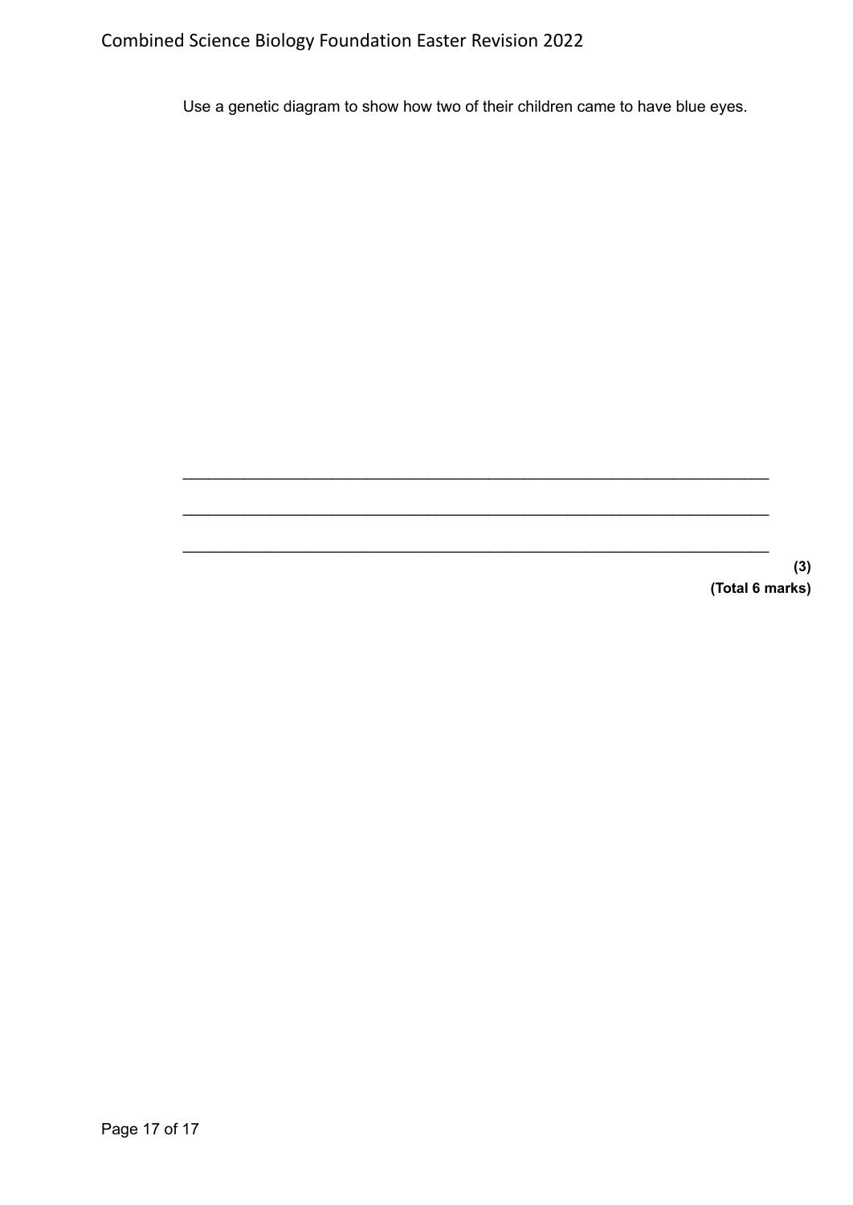Use a genetic diagram to show how two of their children came to have blue eyes.

\_\_\_\_\_\_\_\_\_\_\_\_\_\_\_\_\_\_\_\_\_\_\_\_\_\_\_\_\_\_\_\_\_\_\_\_\_\_\_\_\_\_\_\_\_\_\_\_\_\_\_\_\_\_\_\_\_\_\_\_\_\_\_\_

\_\_\_\_\_\_\_\_\_\_\_\_\_\_\_\_\_\_\_\_\_\_\_\_\_\_\_\_\_\_\_\_\_\_\_\_\_\_\_\_\_\_\_\_\_\_\_\_\_\_\_\_\_\_\_\_\_\_\_\_\_\_\_\_

\_\_\_\_\_\_\_\_\_\_\_\_\_\_\_\_\_\_\_\_\_\_\_\_\_\_\_\_\_\_\_\_\_\_\_\_\_\_\_\_\_\_\_\_\_\_\_\_\_\_\_\_\_\_\_\_\_\_\_\_\_\_\_\_

**(3)**

**(Total 6 marks)**